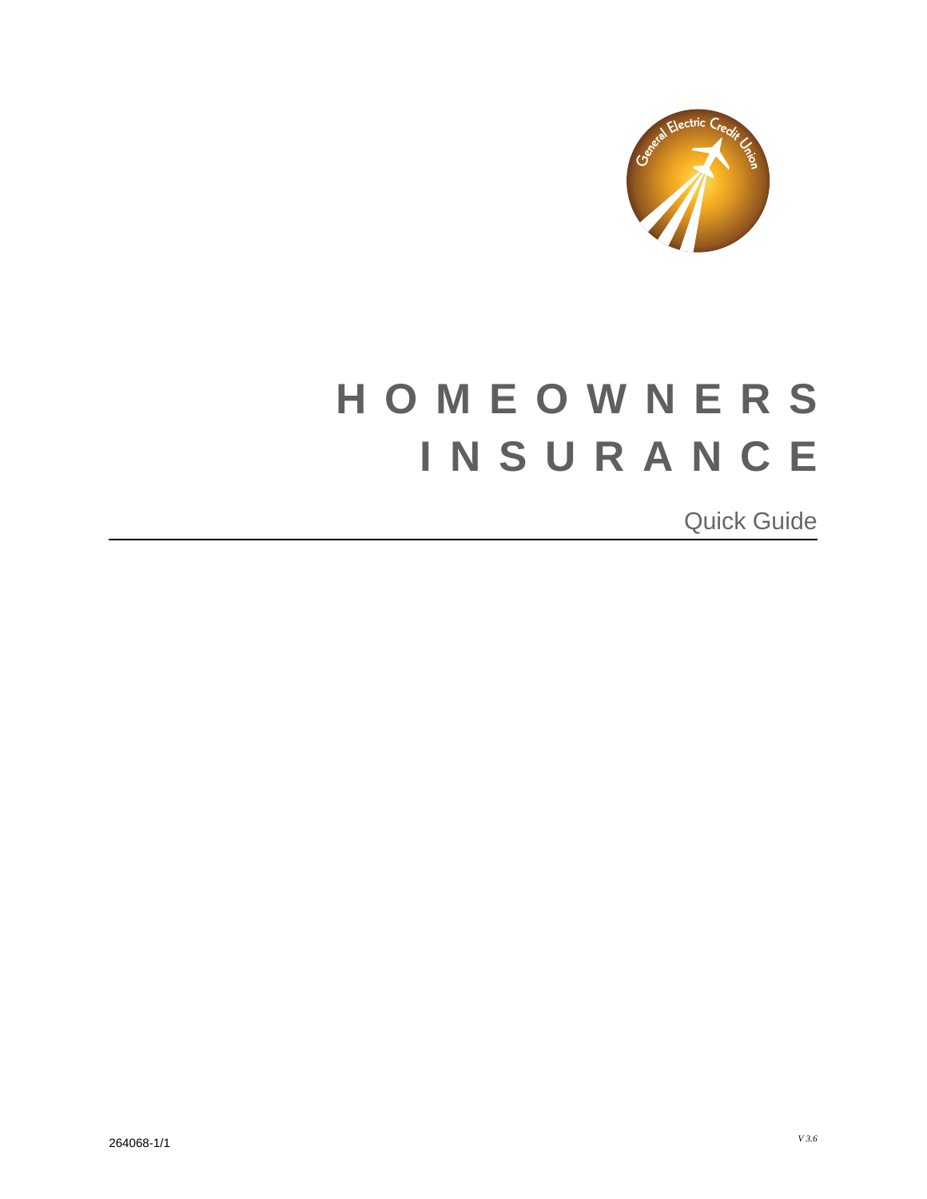# HOMEOWNERS INSURANCE

Quick Guide

264068-1/1

*V 3.6*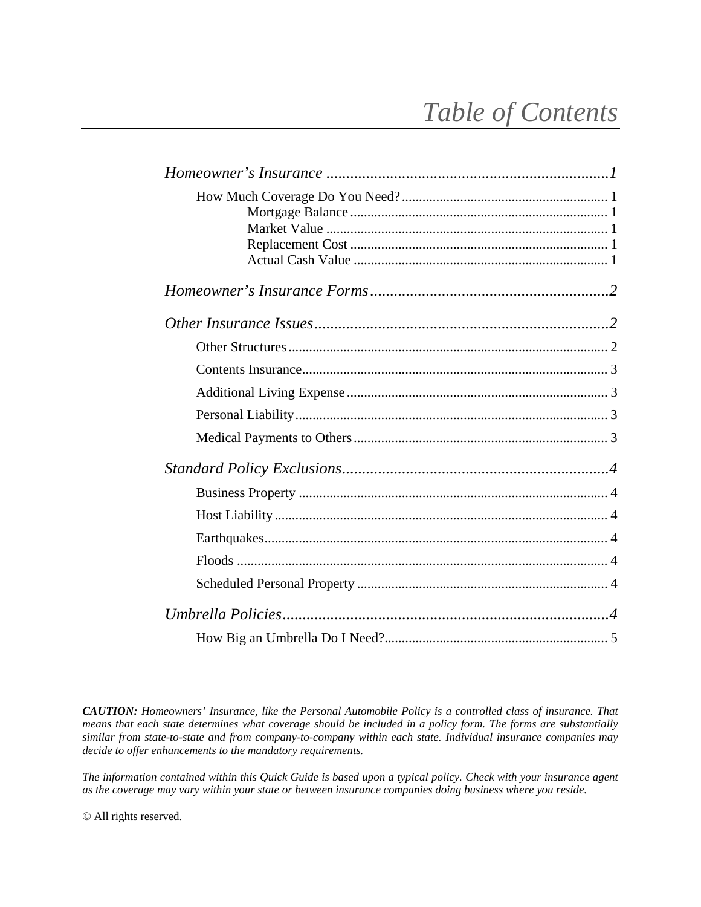# *Table of Contents*

*Homeowner's Insurance* ........................................................................1

- How Much Coverage Do You Need? ........................................................... 1
  - Mortgage Balance .......................................................................... 1
  - Market Value ................................................................................. 1
  - Replacement Cost .......................................................................... 1
  - Actual Cash Value .......................................................................... 1

*Homeowner's Insurance Forms* ............................................................2

*Other Insurance Issues* ..........................................................................2

- Other Structures ............................................................................................ 2
- Contents Insurance ......................................................................................... 3
- Additional Living Expense ............................................................................ 3
- Personal Liability ........................................................................................... 3
- Medical Payments to Others .......................................................................... 3

*Standard Policy Exclusions* ...................................................................4

- Business Property .......................................................................................... 4
- Host Liability ................................................................................................. 4
- Earthquakes .................................................................................................... 4
- Floods ............................................................................................................ 4
- Scheduled Personal Property ......................................................................... 4

*Umbrella Policies* ...................................................................................4

- How Big an Umbrella Do I Need? ................................................................. 5

***CAUTION:*** *Homeowners' Insurance, like the Personal Automobile Policy is a controlled class of insurance. That means that each state determines what coverage should be included in a policy form. The forms are substantially similar from state-to-state and from company-to-company within each state. Individual insurance companies may decide to offer enhancements to the mandatory requirements.*

*The information contained within this Quick Guide is based upon a typical policy. Check with your insurance agent as the coverage may vary within your state or between insurance companies doing business where you reside.*

© All rights reserved.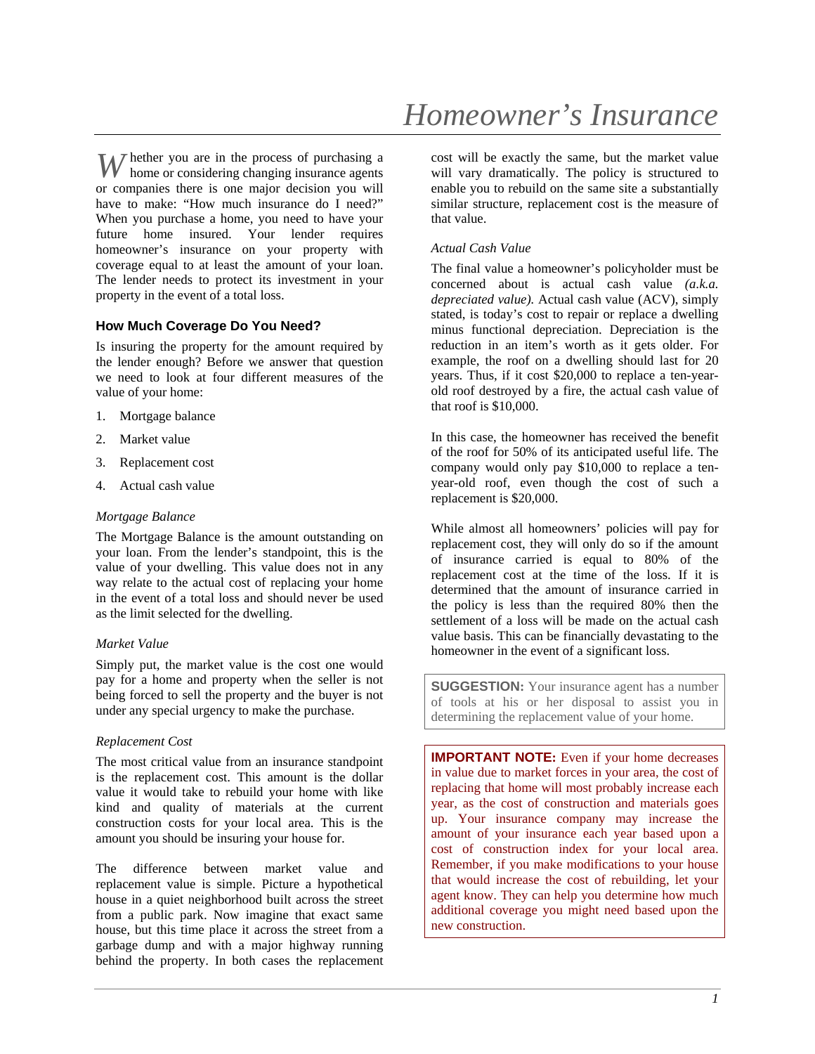# Homeowner's Insurance

Whether you are in the process of purchasing a home or considering changing insurance agents or companies there is one major decision you will have to make: "How much insurance do I need?" When you purchase a home, you need to have your future home insured. Your lender requires homeowner's insurance on your property with coverage equal to at least the amount of your loan. The lender needs to protect its investment in your property in the event of a total loss.

## How Much Coverage Do You Need?

Is insuring the property for the amount required by the lender enough? Before we answer that question we need to look at four different measures of the value of your home:

1. Mortgage balance
2. Market value
3. Replacement cost
4. Actual cash value

*Mortgage Balance*

The Mortgage Balance is the amount outstanding on your loan. From the lender's standpoint, this is the value of your dwelling. This value does not in any way relate to the actual cost of replacing your home in the event of a total loss and should never be used as the limit selected for the dwelling.

*Market Value*

Simply put, the market value is the cost one would pay for a home and property when the seller is not being forced to sell the property and the buyer is not under any special urgency to make the purchase.

*Replacement Cost*

The most critical value from an insurance standpoint is the replacement cost. This amount is the dollar value it would take to rebuild your home with like kind and quality of materials at the current construction costs for your local area. This is the amount you should be insuring your house for.

The difference between market value and replacement value is simple. Picture a hypothetical house in a quiet neighborhood built across the street from a public park. Now imagine that exact same house, but this time place it across the street from a garbage dump and with a major highway running behind the property. In both cases the replacement cost will be exactly the same, but the market value will vary dramatically. The policy is structured to enable you to rebuild on the same site a substantially similar structure, replacement cost is the measure of that value.

*Actual Cash Value*

The final value a homeowner's policyholder must be concerned about is actual cash value *(a.k.a. depreciated value).* Actual cash value (ACV), simply stated, is today's cost to repair or replace a dwelling minus functional depreciation. Depreciation is the reduction in an item's worth as it gets older. For example, the roof on a dwelling should last for 20 years. Thus, if it cost $20,000 to replace a ten-year-old roof destroyed by a fire, the actual cash value of that roof is $10,000.

In this case, the homeowner has received the benefit of the roof for 50% of its anticipated useful life. The company would only pay $10,000 to replace a ten-year-old roof, even though the cost of such a replacement is $20,000.

While almost all homeowners' policies will pay for replacement cost, they will only do so if the amount of insurance carried is equal to 80% of the replacement cost at the time of the loss. If it is determined that the amount of insurance carried in the policy is less than the required 80% then the settlement of a loss will be made on the actual cash value basis. This can be financially devastating to the homeowner in the event of a significant loss.

**SUGGESTION:** Your insurance agent has a number of tools at his or her disposal to assist you in determining the replacement value of your home.

**IMPORTANT NOTE:** Even if your home decreases in value due to market forces in your area, the cost of replacing that home will most probably increase each year, as the cost of construction and materials goes up. Your insurance company may increase the amount of your insurance each year based upon a cost of construction index for your local area. Remember, if you make modifications to your house that would increase the cost of rebuilding, let your agent know. They can help you determine how much additional coverage you might need based upon the new construction.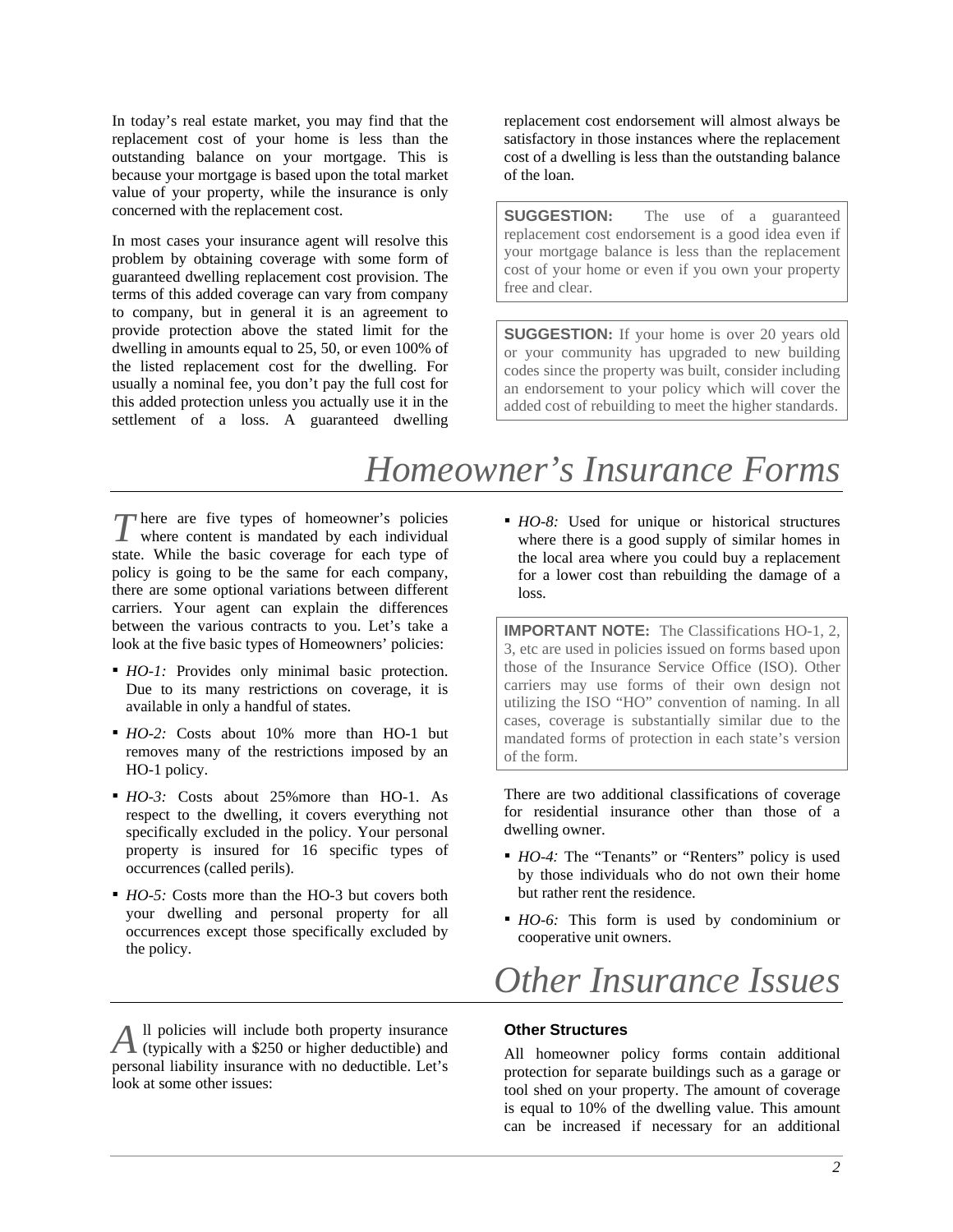In today's real estate market, you may find that the replacement cost of your home is less than the outstanding balance on your mortgage. This is because your mortgage is based upon the total market value of your property, while the insurance is only concerned with the replacement cost.

In most cases your insurance agent will resolve this problem by obtaining coverage with some form of guaranteed dwelling replacement cost provision. The terms of this added coverage can vary from company to company, but in general it is an agreement to provide protection above the stated limit for the dwelling in amounts equal to 25, 50, or even 100% of the listed replacement cost for the dwelling. For usually a nominal fee, you don't pay the full cost for this added protection unless you actually use it in the settlement of a loss. A guaranteed dwelling replacement cost endorsement will almost always be satisfactory in those instances where the replacement cost of a dwelling is less than the outstanding balance of the loan.

> **SUGGESTION:** The use of a guaranteed replacement cost endorsement is a good idea even if your mortgage balance is less than the replacement cost of your home or even if you own your property free and clear.

> **SUGGESTION:** If your home is over 20 years old or your community has upgraded to new building codes since the property was built, consider including an endorsement to your policy which will cover the added cost of rebuilding to meet the higher standards.

# *Homeowner's Insurance Forms*

There are five types of homeowner's policies where content is mandated by each individual state. While the basic coverage for each type of policy is going to be the same for each company, there are some optional variations between different carriers. Your agent can explain the differences between the various contracts to you. Let's take a look at the five basic types of Homeowners' policies:

- *HO-1:* Provides only minimal basic protection. Due to its many restrictions on coverage, it is available in only a handful of states.
- *HO-2:* Costs about 10% more than HO-1 but removes many of the restrictions imposed by an HO-1 policy.
- *HO-3:* Costs about 25%more than HO-1. As respect to the dwelling, it covers everything not specifically excluded in the policy. Your personal property is insured for 16 specific types of occurrences (called perils).
- *HO-5:* Costs more than the HO-3 but covers both your dwelling and personal property for all occurrences except those specifically excluded by the policy.
- *HO-8:* Used for unique or historical structures where there is a good supply of similar homes in the local area where you could buy a replacement for a lower cost than rebuilding the damage of a loss.

> **IMPORTANT NOTE:** The Classifications HO-1, 2, 3, etc are used in policies issued on forms based upon those of the Insurance Service Office (ISO). Other carriers may use forms of their own design not utilizing the ISO "HO" convention of naming. In all cases, coverage is substantially similar due to the mandated forms of protection in each state's version of the form.

There are two additional classifications of coverage for residential insurance other than those of a dwelling owner.

- *HO-4:* The "Tenants" or "Renters" policy is used by those individuals who do not own their home but rather rent the residence.
- *HO-6:* This form is used by condominium or cooperative unit owners.

# *Other Insurance Issues*

All policies will include both property insurance (typically with a $250 or higher deductible) and personal liability insurance with no deductible. Let's look at some other issues:

### Other Structures

All homeowner policy forms contain additional protection for separate buildings such as a garage or tool shed on your property. The amount of coverage is equal to 10% of the dwelling value. This amount can be increased if necessary for an additional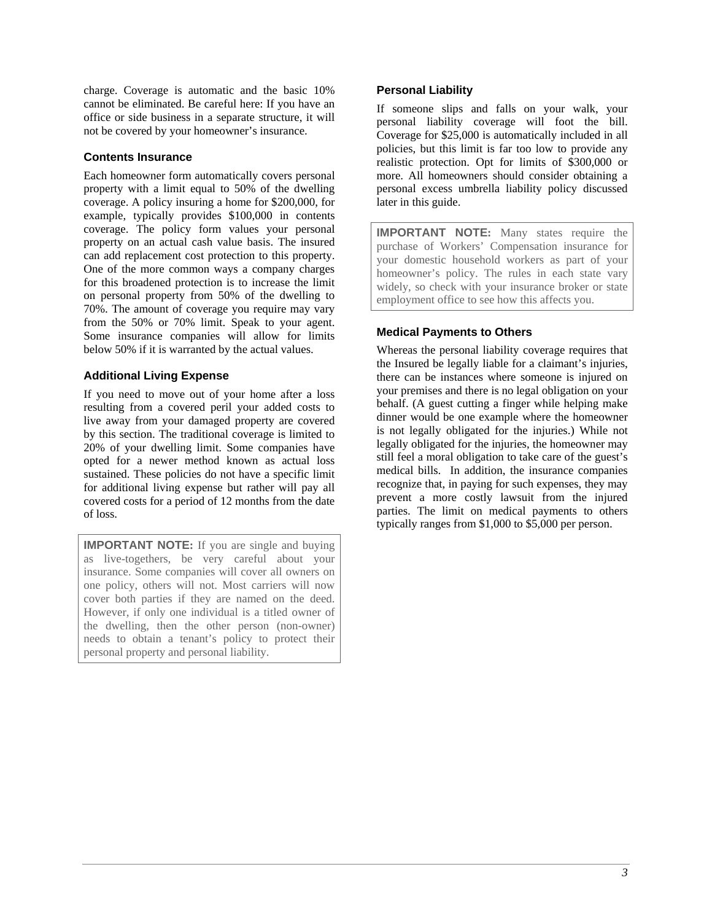charge. Coverage is automatic and the basic 10% cannot be eliminated. Be careful here: If you have an office or side business in a separate structure, it will not be covered by your homeowner's insurance.

### Contents Insurance

Each homeowner form automatically covers personal property with a limit equal to 50% of the dwelling coverage. A policy insuring a home for $200,000, for example, typically provides $100,000 in contents coverage. The policy form values your personal property on an actual cash value basis. The insured can add replacement cost protection to this property. One of the more common ways a company charges for this broadened protection is to increase the limit on personal property from 50% of the dwelling to 70%. The amount of coverage you require may vary from the 50% or 70% limit. Speak to your agent. Some insurance companies will allow for limits below 50% if it is warranted by the actual values.

### Additional Living Expense

If you need to move out of your home after a loss resulting from a covered peril your added costs to live away from your damaged property are covered by this section. The traditional coverage is limited to 20% of your dwelling limit. Some companies have opted for a newer method known as actual loss sustained. These policies do not have a specific limit for additional living expense but rather will pay all covered costs for a period of 12 months from the date of loss.

> **IMPORTANT NOTE:** If you are single and buying as live-togethers, be very careful about your insurance. Some companies will cover all owners on one policy, others will not. Most carriers will now cover both parties if they are named on the deed. However, if only one individual is a titled owner of the dwelling, then the other person (non-owner) needs to obtain a tenant's policy to protect their personal property and personal liability.

### Personal Liability

If someone slips and falls on your walk, your personal liability coverage will foot the bill. Coverage for $25,000 is automatically included in all policies, but this limit is far too low to provide any realistic protection. Opt for limits of $300,000 or more. All homeowners should consider obtaining a personal excess umbrella liability policy discussed later in this guide.

> **IMPORTANT NOTE:** Many states require the purchase of Workers' Compensation insurance for your domestic household workers as part of your homeowner's policy. The rules in each state vary widely, so check with your insurance broker or state employment office to see how this affects you.

### Medical Payments to Others

Whereas the personal liability coverage requires that the Insured be legally liable for a claimant's injuries, there can be instances where someone is injured on your premises and there is no legal obligation on your behalf. (A guest cutting a finger while helping make dinner would be one example where the homeowner is not legally obligated for the injuries.) While not legally obligated for the injuries, the homeowner may still feel a moral obligation to take care of the guest's medical bills. In addition, the insurance companies recognize that, in paying for such expenses, they may prevent a more costly lawsuit from the injured parties. The limit on medical payments to others typically ranges from $1,000 to $5,000 per person.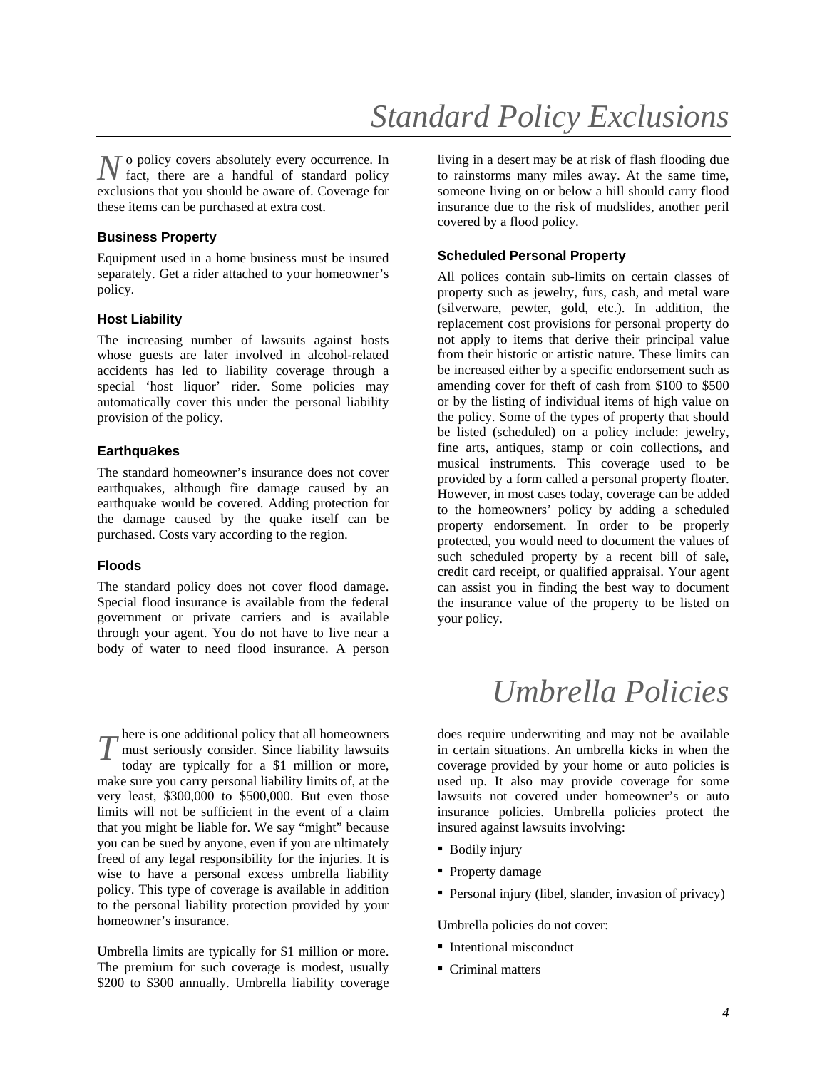# Standard Policy Exclusions

No policy covers absolutely every occurrence. In fact, there are a handful of standard policy exclusions that you should be aware of. Coverage for these items can be purchased at extra cost.

### Business Property

Equipment used in a home business must be insured separately. Get a rider attached to your homeowner's policy.

### Host Liability

The increasing number of lawsuits against hosts whose guests are later involved in alcohol-related accidents has led to liability coverage through a special 'host liquor' rider. Some policies may automatically cover this under the personal liability provision of the policy.

### Earthquakes

The standard homeowner's insurance does not cover earthquakes, although fire damage caused by an earthquake would be covered. Adding protection for the damage caused by the quake itself can be purchased. Costs vary according to the region.

### Floods

The standard policy does not cover flood damage. Special flood insurance is available from the federal government or private carriers and is available through your agent. You do not have to live near a body of water to need flood insurance. A person living in a desert may be at risk of flash flooding due to rainstorms many miles away. At the same time, someone living on or below a hill should carry flood insurance due to the risk of mudslides, another peril covered by a flood policy.

### Scheduled Personal Property

All polices contain sub-limits on certain classes of property such as jewelry, furs, cash, and metal ware (silverware, pewter, gold, etc.). In addition, the replacement cost provisions for personal property do not apply to items that derive their principal value from their historic or artistic nature. These limits can be increased either by a specific endorsement such as amending cover for theft of cash from $100 to $500 or by the listing of individual items of high value on the policy. Some of the types of property that should be listed (scheduled) on a policy include: jewelry, fine arts, antiques, stamp or coin collections, and musical instruments. This coverage used to be provided by a form called a personal property floater. However, in most cases today, coverage can be added to the homeowners' policy by adding a scheduled property endorsement. In order to be properly protected, you would need to document the values of such scheduled property by a recent bill of sale, credit card receipt, or qualified appraisal. Your agent can assist you in finding the best way to document the insurance value of the property to be listed on your policy.

# Umbrella Policies

There is one additional policy that all homeowners must seriously consider. Since liability lawsuits today are typically for a $1 million or more, make sure you carry personal liability limits of, at the very least, $300,000 to $500,000. But even those limits will not be sufficient in the event of a claim that you might be liable for. We say "might" because you can be sued by anyone, even if you are ultimately freed of any legal responsibility for the injuries. It is wise to have a personal excess umbrella liability policy. This type of coverage is available in addition to the personal liability protection provided by your homeowner's insurance.

Umbrella limits are typically for $1 million or more. The premium for such coverage is modest, usually $200 to $300 annually. Umbrella liability coverage does require underwriting and may not be available in certain situations. An umbrella kicks in when the coverage provided by your home or auto policies is used up. It also may provide coverage for some lawsuits not covered under homeowner's or auto insurance policies. Umbrella policies protect the insured against lawsuits involving:

- Bodily injury
- Property damage
- Personal injury (libel, slander, invasion of privacy)

Umbrella policies do not cover:

- Intentional misconduct
- Criminal matters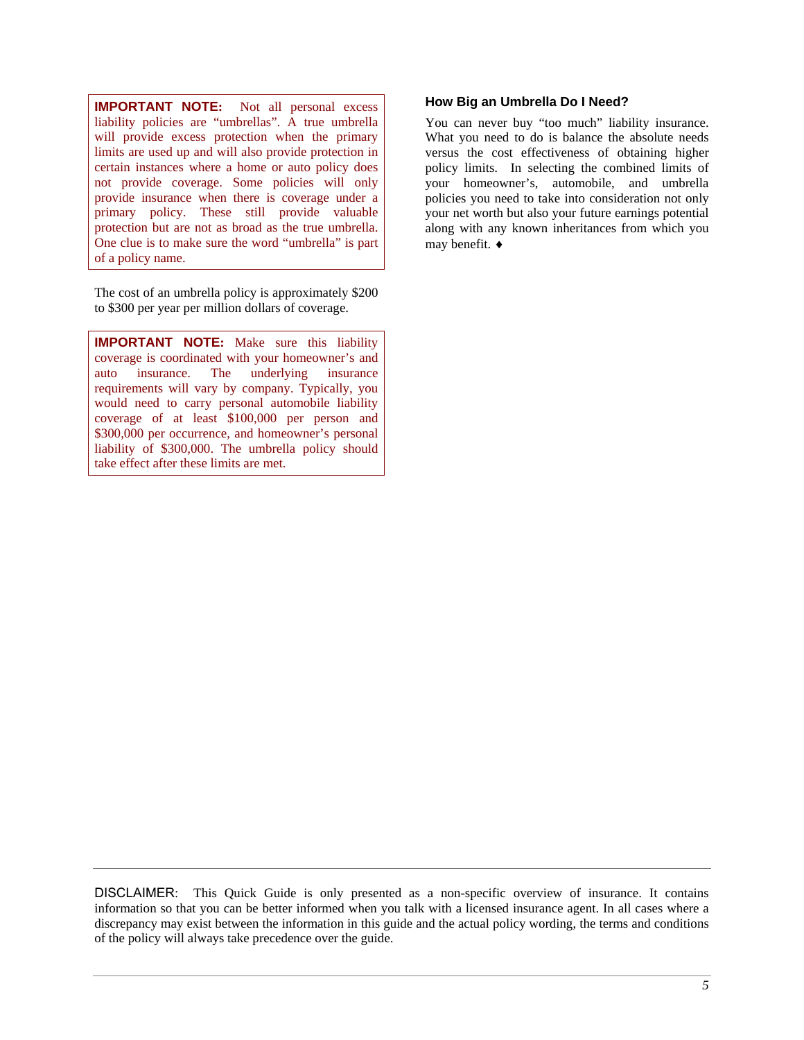**IMPORTANT NOTE:** Not all personal excess liability policies are "umbrellas". A true umbrella will provide excess protection when the primary limits are used up and will also provide protection in certain instances where a home or auto policy does not provide coverage. Some policies will only provide insurance when there is coverage under a primary policy. These still provide valuable protection but are not as broad as the true umbrella. One clue is to make sure the word "umbrella" is part of a policy name.

The cost of an umbrella policy is approximately $200 to $300 per year per million dollars of coverage.

**IMPORTANT NOTE:** Make sure this liability coverage is coordinated with your homeowner's and auto insurance. The underlying insurance requirements will vary by company. Typically, you would need to carry personal automobile liability coverage of at least $100,000 per person and $300,000 per occurrence, and homeowner's personal liability of $300,000. The umbrella policy should take effect after these limits are met.

### How Big an Umbrella Do I Need?

You can never buy "too much" liability insurance. What you need to do is balance the absolute needs versus the cost effectiveness of obtaining higher policy limits. In selecting the combined limits of your homeowner's, automobile, and umbrella policies you need to take into consideration not only your net worth but also your future earnings potential along with any known inheritances from which you may benefit. ♦

---

DISCLAIMER: This Quick Guide is only presented as a non-specific overview of insurance. It contains information so that you can be better informed when you talk with a licensed insurance agent. In all cases where a discrepancy may exist between the information in this guide and the actual policy wording, the terms and conditions of the policy will always take precedence over the guide.